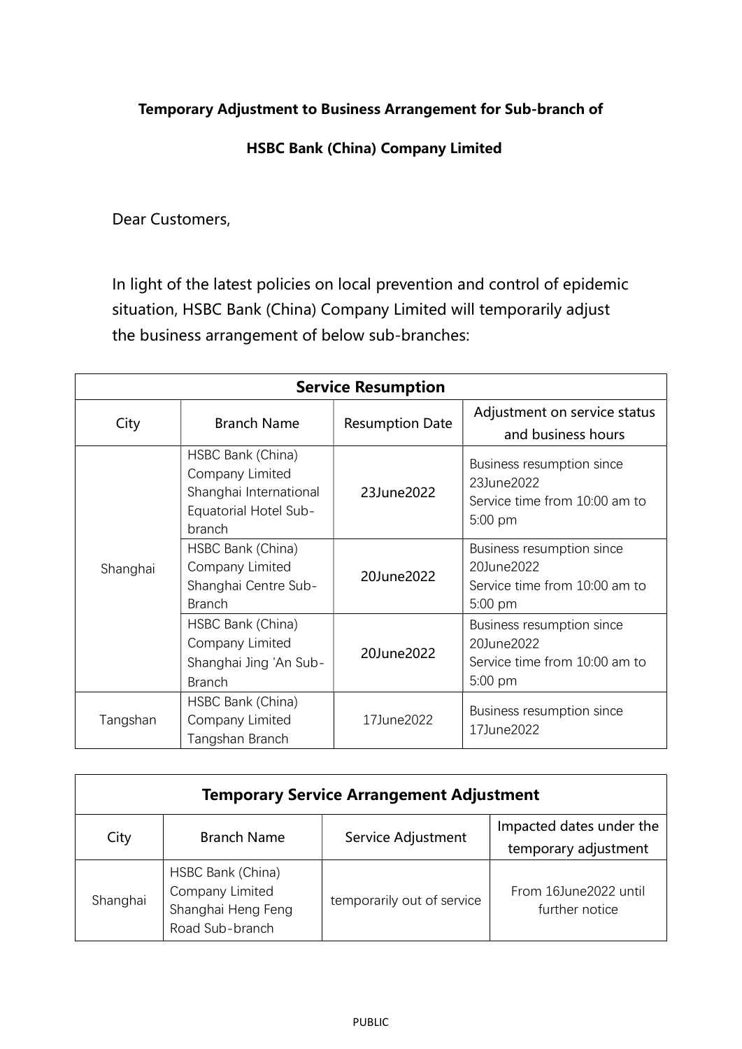**Temporary Adjustment to Business Arrangement for Sub-branch of**

**HSBC Bank (China) Company Limited**

Dear Customers,

In light of the latest policies on local prevention and control of epidemic situation, HSBC Bank (China) Company Limited will temporarily adjust the business arrangement of below sub-branches:

| **Service Resumption** | | | |
|---|---|---|---|
| City | Branch Name | Resumption Date | Adjustment on service status and business hours |
| Shanghai | HSBC Bank (China) Company Limited Shanghai International Equatorial Hotel Sub-branch | 23June2022 | Business resumption since 23June2022<br>Service time from 10:00 am to 5:00 pm |
| Shanghai | HSBC Bank (China) Company Limited Shanghai Centre Sub-Branch | 20June2022 | Business resumption since 20June2022<br>Service time from 10:00 am to 5:00 pm |
| Shanghai | HSBC Bank (China) Company Limited Shanghai Jing 'An Sub-Branch | 20June2022 | Business resumption since 20June2022<br>Service time from 10:00 am to 5:00 pm |
| Tangshan | HSBC Bank (China) Company Limited Tangshan Branch | 17June2022 | Business resumption since 17June2022 |

| **Temporary Service Arrangement Adjustment** | | | |
|---|---|---|---|
| City | Branch Name | Service Adjustment | Impacted dates under the temporary adjustment |
| Shanghai | HSBC Bank (China) Company Limited Shanghai Heng Feng Road Sub-branch | temporarily out of service | From 16June2022 until further notice |

PUBLIC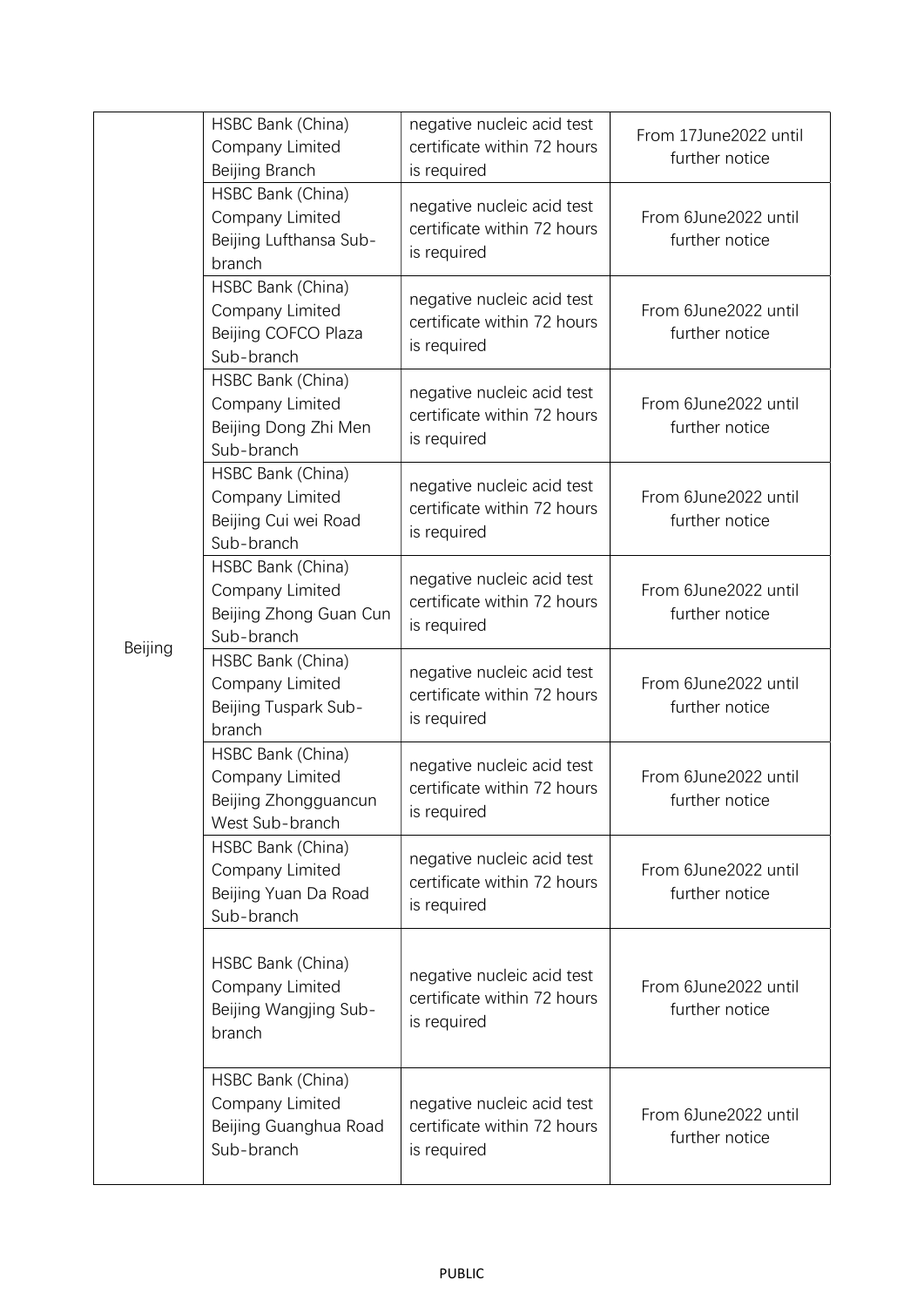| | | | |
|---|---|---|---|
| Beijing | HSBC Bank (China) Company Limited Beijing Branch | negative nucleic acid test certificate within 72 hours is required | From 17June2022 until further notice |
| | HSBC Bank (China) Company Limited Beijing Lufthansa Sub-branch | negative nucleic acid test certificate within 72 hours is required | From 6June2022 until further notice |
| | HSBC Bank (China) Company Limited Beijing COFCO Plaza Sub-branch | negative nucleic acid test certificate within 72 hours is required | From 6June2022 until further notice |
| | HSBC Bank (China) Company Limited Beijing Dong Zhi Men Sub-branch | negative nucleic acid test certificate within 72 hours is required | From 6June2022 until further notice |
| | HSBC Bank (China) Company Limited Beijing Cui wei Road Sub-branch | negative nucleic acid test certificate within 72 hours is required | From 6June2022 until further notice |
| | HSBC Bank (China) Company Limited Beijing Zhong Guan Cun Sub-branch | negative nucleic acid test certificate within 72 hours is required | From 6June2022 until further notice |
| | HSBC Bank (China) Company Limited Beijing Tuspark Sub-branch | negative nucleic acid test certificate within 72 hours is required | From 6June2022 until further notice |
| | HSBC Bank (China) Company Limited Beijing Zhongguancun West Sub-branch | negative nucleic acid test certificate within 72 hours is required | From 6June2022 until further notice |
| | HSBC Bank (China) Company Limited Beijing Yuan Da Road Sub-branch | negative nucleic acid test certificate within 72 hours is required | From 6June2022 until further notice |
| | HSBC Bank (China) Company Limited Beijing Wangjing Sub-branch | negative nucleic acid test certificate within 72 hours is required | From 6June2022 until further notice |
| | HSBC Bank (China) Company Limited Beijing Guanghua Road Sub-branch | negative nucleic acid test certificate within 72 hours is required | From 6June2022 until further notice |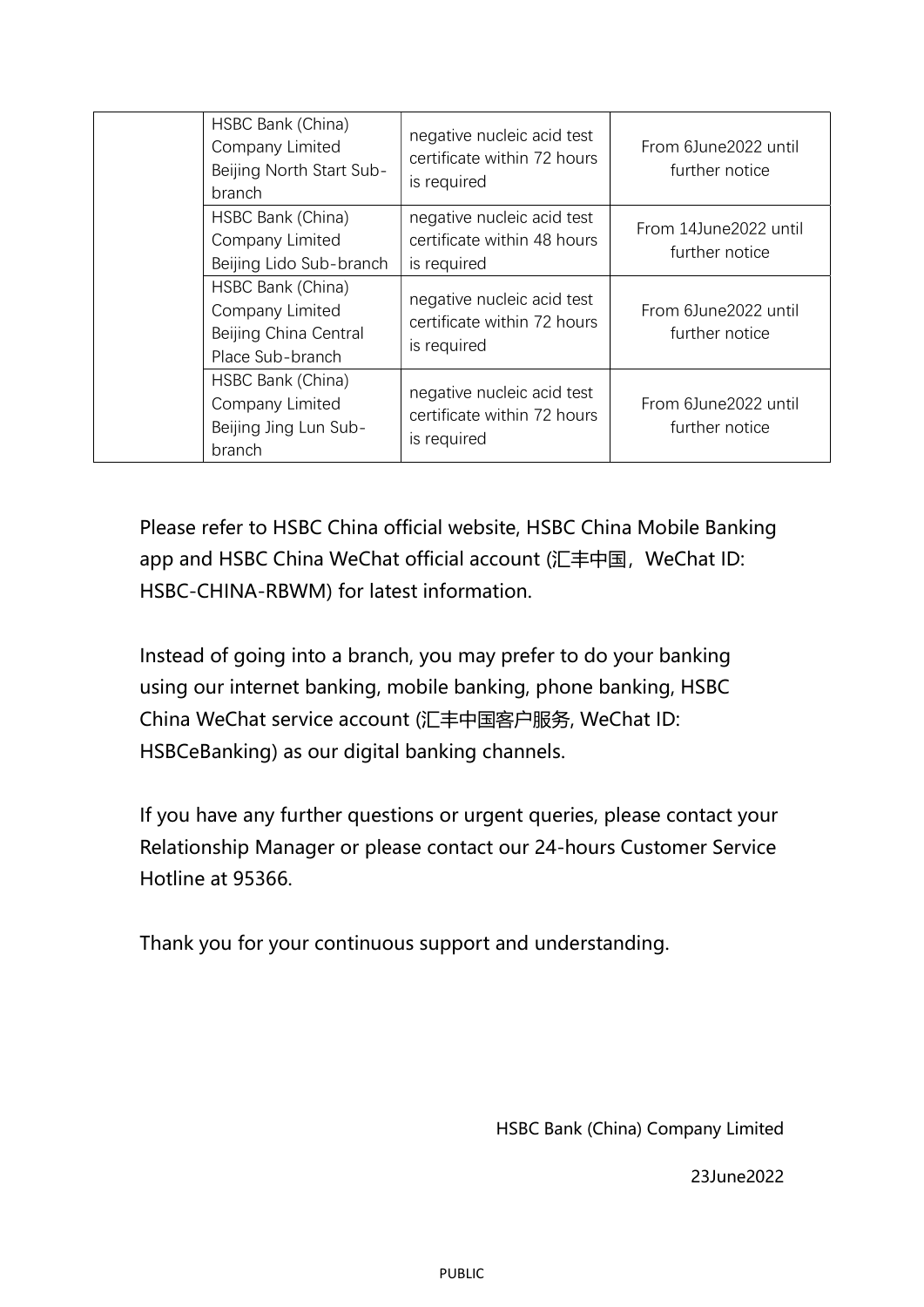| | | | |
|---|---|---|---|
| | HSBC Bank (China) Company Limited Beijing North Start Sub-branch | negative nucleic acid test certificate within 72 hours is required | From 6June2022 until further notice |
| | HSBC Bank (China) Company Limited Beijing Lido Sub-branch | negative nucleic acid test certificate within 48 hours is required | From 14June2022 until further notice |
| | HSBC Bank (China) Company Limited Beijing China Central Place Sub-branch | negative nucleic acid test certificate within 72 hours is required | From 6June2022 until further notice |
| | HSBC Bank (China) Company Limited Beijing Jing Lun Sub-branch | negative nucleic acid test certificate within 72 hours is required | From 6June2022 until further notice |

Please refer to HSBC China official website, HSBC China Mobile Banking app and HSBC China WeChat official account (汇丰中国，WeChat ID: HSBC-CHINA-RBWM) for latest information.

Instead of going into a branch, you may prefer to do your banking using our internet banking, mobile banking, phone banking, HSBC China WeChat service account (汇丰中国客户服务, WeChat ID: HSBCeBanking) as our digital banking channels.

If you have any further questions or urgent queries, please contact your Relationship Manager or please contact our 24-hours Customer Service Hotline at 95366.

Thank you for your continuous support and understanding.

HSBC Bank (China) Company Limited

23June2022

PUBLIC